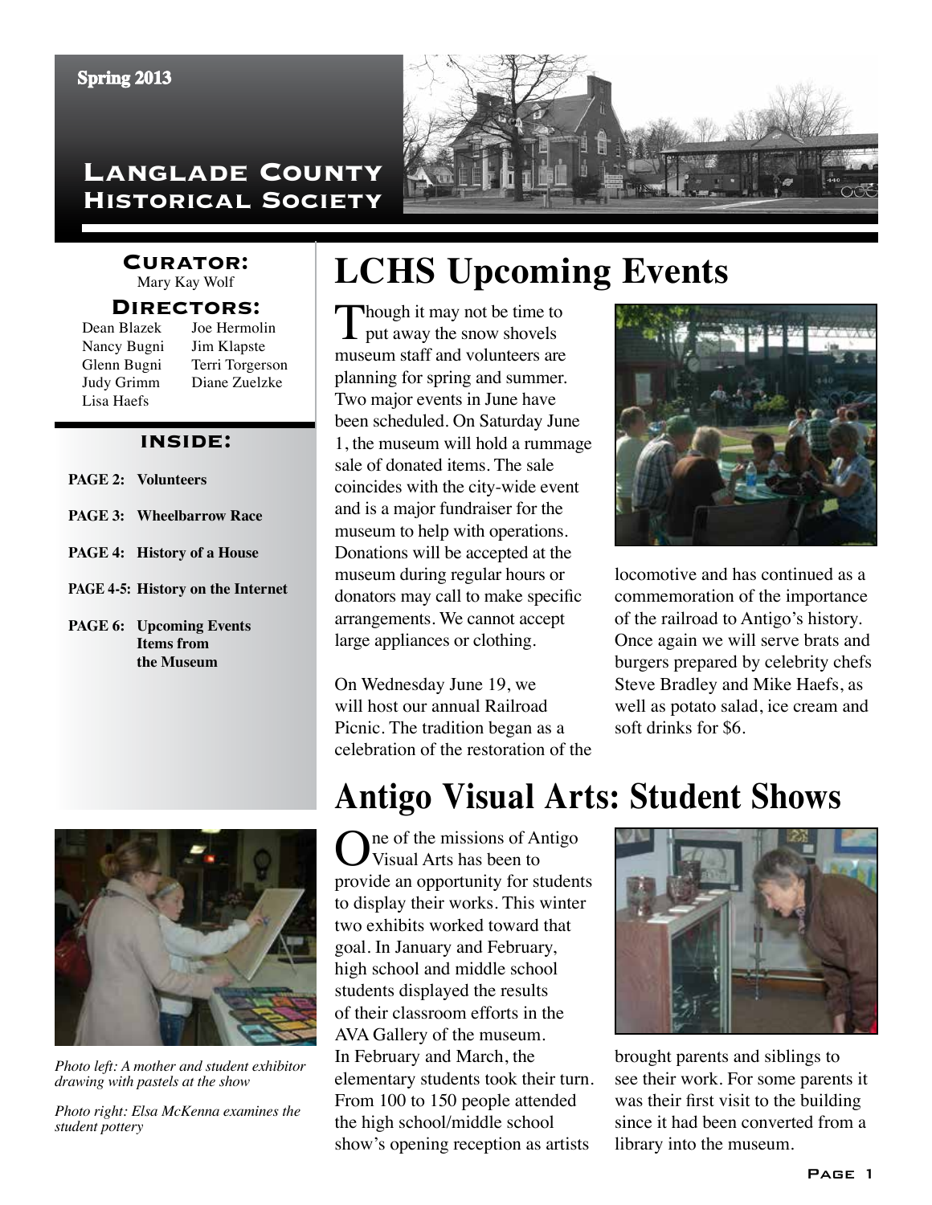Spring 2013

# Langlade County Historical Society

**Curator:**
Mary Kay Wolf

**Directors:**
Dean Blazek
Nancy Bugni
Glenn Bugni
Judy Grimm
Lisa Haefs
Joe Hermolin
Jim Klapste
Terri Torgerson
Diane Zuelzke

**INSIDE:**

- **PAGE 2: Volunteers**
- **PAGE 3: Wheelbarrow Race**
- **PAGE 4: History of a House**
- **PAGE 4-5: History on the Internet**
- **PAGE 6: Upcoming Events Items from the Museum**

## LCHS Upcoming Events

Though it may not be time to put away the snow shovels museum staff and volunteers are planning for spring and summer. Two major events in June have been scheduled. On Saturday June 1, the museum will hold a rummage sale of donated items. The sale coincides with the city-wide event and is a major fundraiser for the museum to help with operations. Donations will be accepted at the museum during regular hours or donators may call to make specific arrangements. We cannot accept large appliances or clothing.

On Wednesday June 19, we will host our annual Railroad Picnic. The tradition began as a celebration of the restoration of the locomotive and has continued as a commemoration of the importance of the railroad to Antigo's history. Once again we will serve brats and burgers prepared by celebrity chefs Steve Bradley and Mike Haefs, as well as potato salad, ice cream and soft drinks for $6.

## Antigo Visual Arts: Student Shows

One of the missions of Antigo Visual Arts has been to provide an opportunity for students to display their works. This winter two exhibits worked toward that goal. In January and February, high school and middle school students displayed the results of their classroom efforts in the AVA Gallery of the museum. In February and March, the elementary students took their turn. From 100 to 150 people attended the high school/middle school show's opening reception as artists brought parents and siblings to see their work. For some parents it was their first visit to the building since it had been converted from a library into the museum.

*Photo left: A mother and student exhibitor drawing with pastels at the show*

*Photo right: Elsa McKenna examines the student pottery*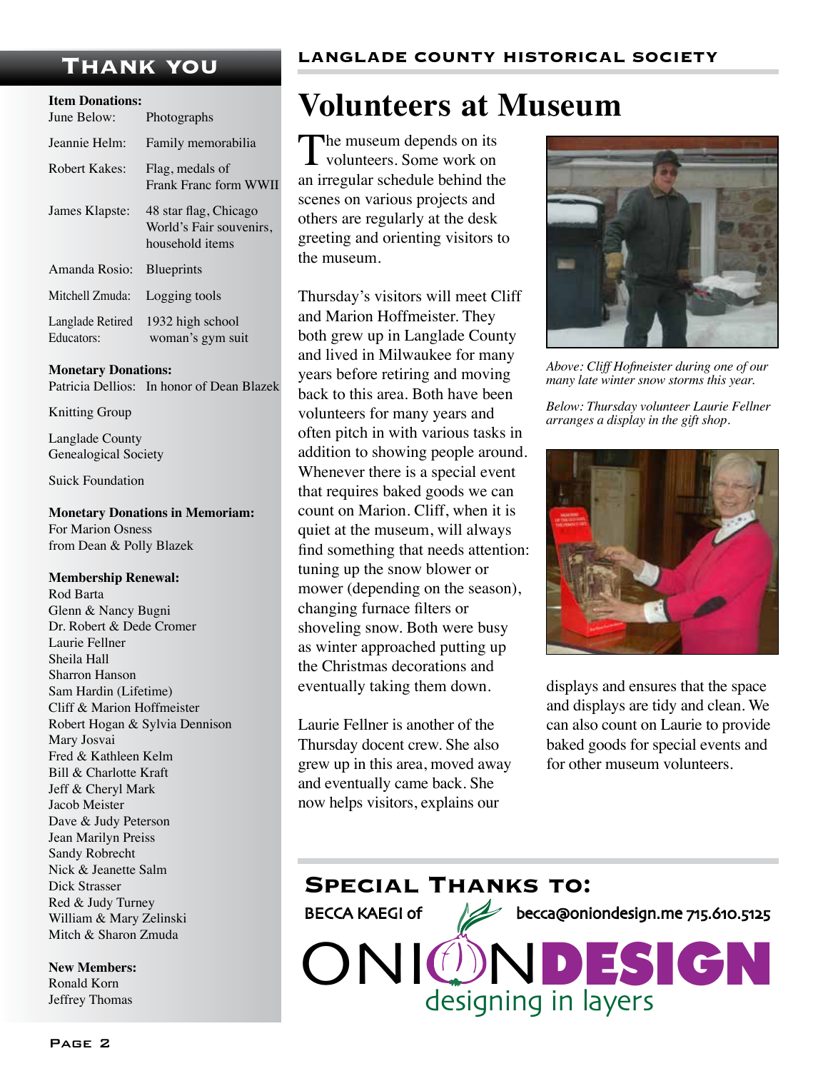## Thank you

**Item Donations:**

| | |
|---|---|
| June Below: | Photographs |
| Jeannie Helm: | Family memorabilia |
| Robert Kakes: | Flag, medals of Frank Franc form WWII |
| James Klapste: | 48 star flag, Chicago World's Fair souvenirs, household items |
| Amanda Rosio: | Blueprints |
| Mitchell Zmuda: | Logging tools |
| Langlade Retired Educators: | 1932 high school woman's gym suit |

**Monetary Donations:**

Patricia Dellios: In honor of Dean Blazek

Knitting Group

Langlade County Genealogical Society

Suick Foundation

**Monetary Donations in Memoriam:**

For Marion Osness from Dean & Polly Blazek

**Membership Renewal:**

Rod Barta
Glenn & Nancy Bugni
Dr. Robert & Dede Cromer
Laurie Fellner
Sheila Hall
Sharron Hanson
Sam Hardin (Lifetime)
Cliff & Marion Hoffmeister
Robert Hogan & Sylvia Dennison
Mary Josvai
Fred & Kathleen Kelm
Bill & Charlotte Kraft
Jeff & Cheryl Mark
Jacob Meister
Dave & Judy Peterson
Jean Marilyn Preiss
Sandy Robrecht
Nick & Jeanette Salm
Dick Strasser
Red & Judy Turney
William & Mary Zelinski
Mitch & Sharon Zmuda

**New Members:**

Ronald Korn
Jeffrey Thomas

# Volunteers at Museum

The museum depends on its volunteers. Some work on an irregular schedule behind the scenes on various projects and others are regularly at the desk greeting and orienting visitors to the museum.

Thursday's visitors will meet Cliff and Marion Hoffmeister. They both grew up in Langlade County and lived in Milwaukee for many years before retiring and moving back to this area. Both have been volunteers for many years and often pitch in with various tasks in addition to showing people around. Whenever there is a special event that requires baked goods we can count on Marion. Cliff, when it is quiet at the museum, will always find something that needs attention: tuning up the snow blower or mower (depending on the season), changing furnace filters or shoveling snow. Both were busy as winter approached putting up the Christmas decorations and eventually taking them down.

*Above: Cliff Hofmeister during one of our many late winter snow storms this year.*

*Below: Thursday volunteer Laurie Fellner arranges a display in the gift shop.*

Laurie Fellner is another of the Thursday docent crew. She also grew up in this area, moved away and eventually came back. She now helps visitors, explains our displays and ensures that the space and displays are tidy and clean. We can also count on Laurie to provide baked goods for special events and for other museum volunteers.

## Special Thanks to:

BECCA KAEGI of ONIONDESIGN — designing in layers — becca@oniondesign.me 715.610.5125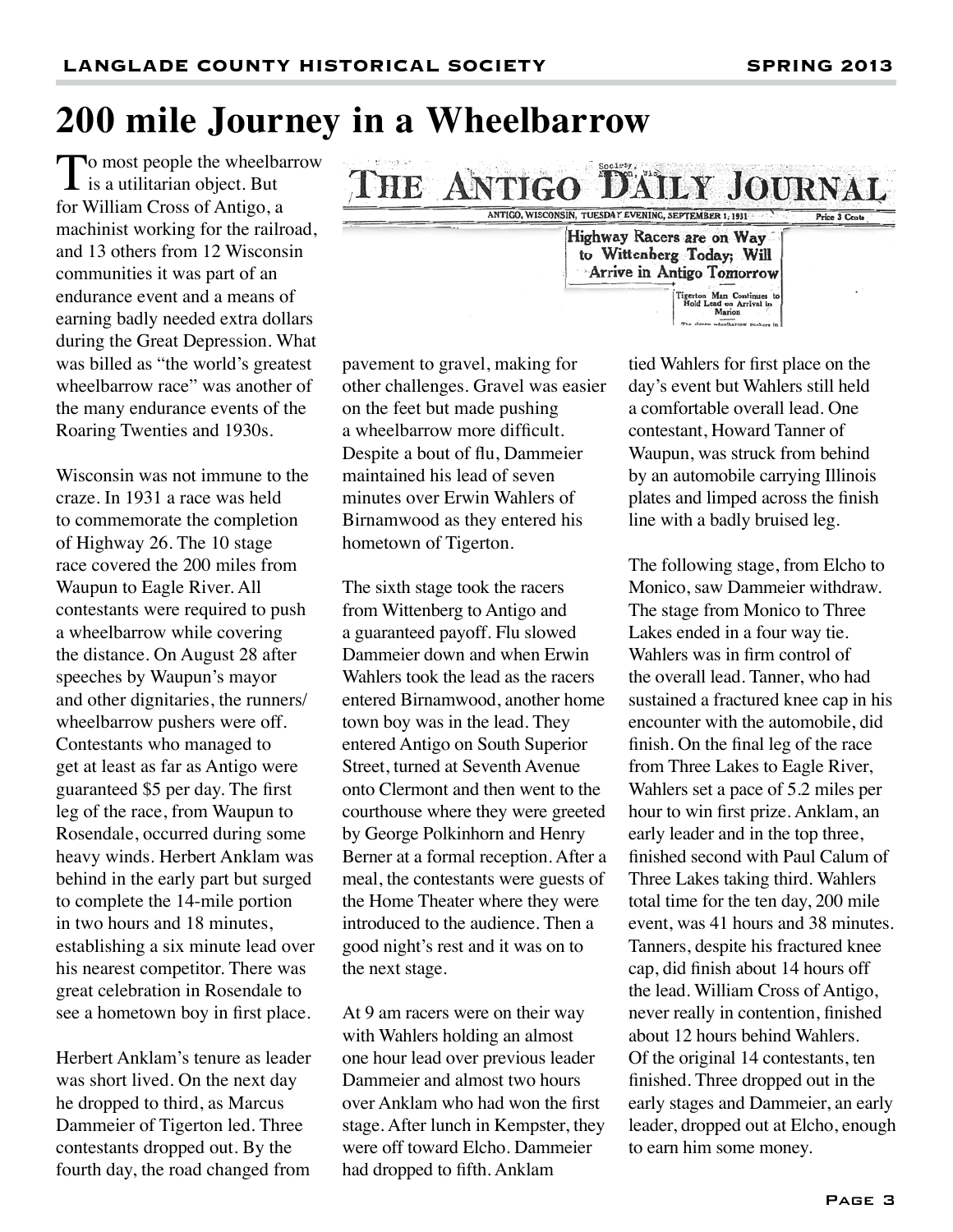# 200 mile Journey in a Wheelbarrow

To most people the wheelbarrow is a utilitarian object. But for William Cross of Antigo, a machinist working for the railroad, and 13 others from 12 Wisconsin communities it was part of an endurance event and a means of earning badly needed extra dollars during the Great Depression. What was billed as "the world's greatest wheelbarrow race" was another of the many endurance events of the Roaring Twenties and 1930s.

Wisconsin was not immune to the craze. In 1931 a race was held to commemorate the completion of Highway 26. The 10 stage race covered the 200 miles from Waupun to Eagle River. All contestants were required to push a wheelbarrow while covering the distance. On August 28 after speeches by Waupun's mayor and other dignitaries, the runners/wheelbarrow pushers were off. Contestants who managed to get at least as far as Antigo were guaranteed $5 per day. The first leg of the race, from Waupun to Rosendale, occurred during some heavy winds. Herbert Anklam was behind in the early part but surged to complete the 14-mile portion in two hours and 18 minutes, establishing a six minute lead over his nearest competitor. There was great celebration in Rosendale to see a hometown boy in first place.

Herbert Anklam's tenure as leader was short lived. On the next day he dropped to third, as Marcus Dammeier of Tigerton led. Three contestants dropped out. By the fourth day, the road changed from pavement to gravel, making for other challenges. Gravel was easier on the feet but made pushing a wheelbarrow more difficult. Despite a bout of flu, Dammeier maintained his lead of seven minutes over Erwin Wahlers of Birnamwood as they entered his hometown of Tigerton.

THE ANTIGO DAILY JOURNAL

ANTIGO, WISCONSIN, TUESDAY EVENING, SEPTEMBER 1, 1931 — Price 3 Cents

Highway Racers are on Way to Wittenberg Today; Will Arrive in Antigo Tomorrow

Tigerton Man Continues to Hold Lead on Arrival in Marion

The sixth stage took the racers from Wittenberg to Antigo and a guaranteed payoff. Flu slowed Dammeier down and when Erwin Wahlers took the lead as the racers entered Birnamwood, another home town boy was in the lead. They entered Antigo on South Superior Street, turned at Seventh Avenue onto Clermont and then went to the courthouse where they were greeted by George Polkinhorn and Henry Berner at a formal reception. After a meal, the contestants were guests of the Home Theater where they were introduced to the audience. Then a good night's rest and it was on to the next stage.

At 9 am racers were on their way with Wahlers holding an almost one hour lead over previous leader Dammeier and almost two hours over Anklam who had won the first stage. After lunch in Kempster, they were off toward Elcho. Dammeier had dropped to fifth. Anklam tied Wahlers for first place on the day's event but Wahlers still held a comfortable overall lead. One contestant, Howard Tanner of Waupun, was struck from behind by an automobile carrying Illinois plates and limped across the finish line with a badly bruised leg.

The following stage, from Elcho to Monico, saw Dammeier withdraw. The stage from Monico to Three Lakes ended in a four way tie. Wahlers was in firm control of the overall lead. Tanner, who had sustained a fractured knee cap in his encounter with the automobile, did finish. On the final leg of the race from Three Lakes to Eagle River, Wahlers set a pace of 5.2 miles per hour to win first prize. Anklam, an early leader and in the top three, finished second with Paul Calum of Three Lakes taking third. Wahlers total time for the ten day, 200 mile event, was 41 hours and 38 minutes. Tanners, despite his fractured knee cap, did finish about 14 hours off the lead. William Cross of Antigo, never really in contention, finished about 12 hours behind Wahlers. Of the original 14 contestants, ten finished. Three dropped out in the early stages and Dammeier, an early leader, dropped out at Elcho, enough to earn him some money.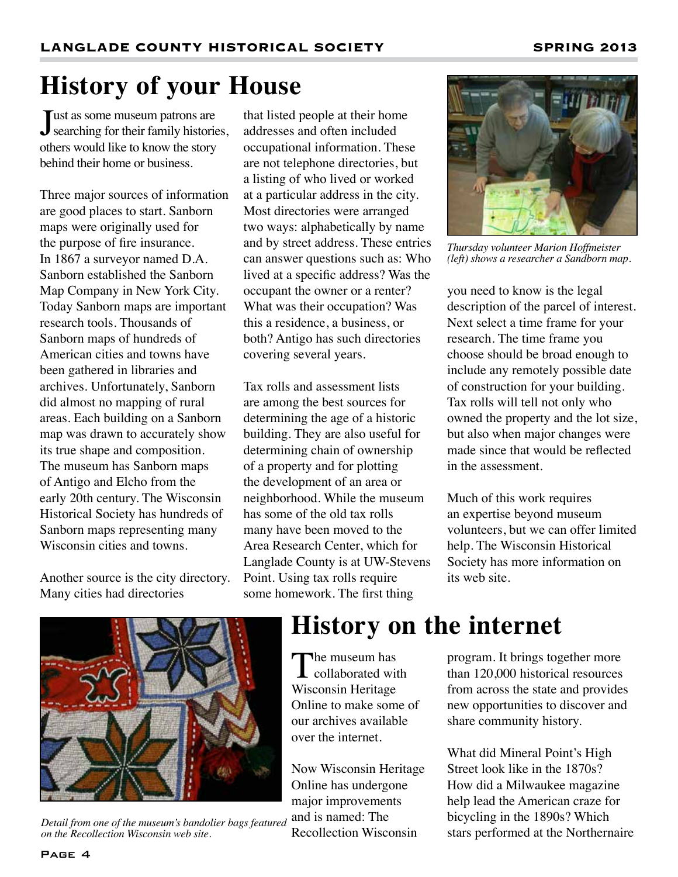# History of your House

Just as some museum patrons are searching for their family histories, others would like to know the story behind their home or business.

Three major sources of information are good places to start. Sanborn maps were originally used for the purpose of fire insurance. In 1867 a surveyor named D.A. Sanborn established the Sanborn Map Company in New York City. Today Sanborn maps are important research tools. Thousands of Sanborn maps of hundreds of American cities and towns have been gathered in libraries and archives. Unfortunately, Sanborn did almost no mapping of rural areas. Each building on a Sanborn map was drawn to accurately show its true shape and composition. The museum has Sanborn maps of Antigo and Elcho from the early 20th century. The Wisconsin Historical Society has hundreds of Sanborn maps representing many Wisconsin cities and towns.

Another source is the city directory. Many cities had directories that listed people at their home addresses and often included occupational information. These are not telephone directories, but a listing of who lived or worked at a particular address in the city. Most directories were arranged two ways: alphabetically by name and by street address. These entries can answer questions such as: Who lived at a specific address? Was the occupant the owner or a renter? What was their occupation? Was this a residence, a business, or both? Antigo has such directories covering several years.

Tax rolls and assessment lists are among the best sources for determining the age of a historic building. They are also useful for determining chain of ownership of a property and for plotting the development of an area or neighborhood. While the museum has some of the old tax rolls many have been moved to the Area Research Center, which for Langlade County is at UW-Stevens Point. Using tax rolls require some homework. The first thing you need to know is the legal description of the parcel of interest. Next select a time frame for your research. The time frame you choose should be broad enough to include any remotely possible date of construction for your building. Tax rolls will tell not only who owned the property and the lot size, but also when major changes were made since that would be reflected in the assessment.

*Thursday volunteer Marion Hoffmeister (left) shows a researcher a Sandborn map.*

Much of this work requires an expertise beyond museum volunteers, but we can offer limited help. The Wisconsin Historical Society has more information on its web site.

# History on the internet

*Detail from one of the museum's bandolier bags featured on the Recollection Wisconsin web site.*

The museum has collaborated with Wisconsin Heritage Online to make some of our archives available over the internet.

Now Wisconsin Heritage Online has undergone major improvements and is named: The Recollection Wisconsin program. It brings together more than 120,000 historical resources from across the state and provides new opportunities to discover and share community history.

What did Mineral Point's High Street look like in the 1870s? How did a Milwaukee magazine help lead the American craze for bicycling in the 1890s? Which stars performed at the Northernaire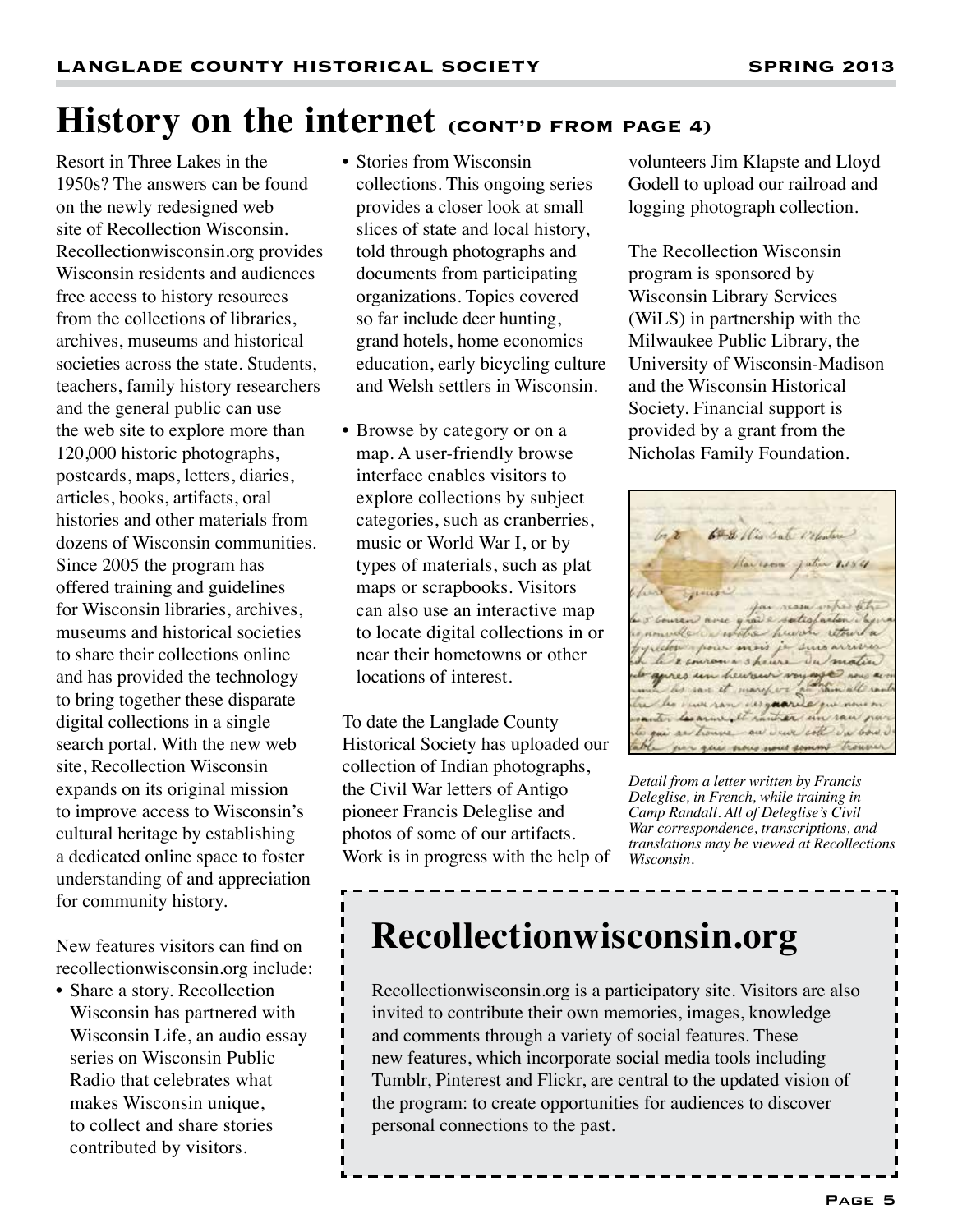## History on the internet (CONT'D FROM PAGE 4)

Resort in Three Lakes in the 1950s? The answers can be found on the newly redesigned web site of Recollection Wisconsin. Recollectionwisconsin.org provides Wisconsin residents and audiences free access to history resources from the collections of libraries, archives, museums and historical societies across the state. Students, teachers, family history researchers and the general public can use the web site to explore more than 120,000 historic photographs, postcards, maps, letters, diaries, articles, books, artifacts, oral histories and other materials from dozens of Wisconsin communities. Since 2005 the program has offered training and guidelines for Wisconsin libraries, archives, museums and historical societies to share their collections online and has provided the technology to bring together these disparate digital collections in a single search portal. With the new web site, Recollection Wisconsin expands on its original mission to improve access to Wisconsin's cultural heritage by establishing a dedicated online space to foster understanding of and appreciation for community history.

New features visitors can find on recollectionwisconsin.org include:

- Share a story. Recollection Wisconsin has partnered with Wisconsin Life, an audio essay series on Wisconsin Public Radio that celebrates what makes Wisconsin unique, to collect and share stories contributed by visitors.
- Stories from Wisconsin collections. This ongoing series provides a closer look at small slices of state and local history, told through photographs and documents from participating organizations. Topics covered so far include deer hunting, grand hotels, home economics education, early bicycling culture and Welsh settlers in Wisconsin.
- Browse by category or on a map. A user-friendly browse interface enables visitors to explore collections by subject categories, such as cranberries, music or World War I, or by types of materials, such as plat maps or scrapbooks. Visitors can also use an interactive map to locate digital collections in or near their hometowns or other locations of interest.

To date the Langlade County Historical Society has uploaded our collection of Indian photographs, the Civil War letters of Antigo pioneer Francis Deleglise and photos of some of our artifacts. Work is in progress with the help of volunteers Jim Klapste and Lloyd Godell to upload our railroad and logging photograph collection.

The Recollection Wisconsin program is sponsored by Wisconsin Library Services (WiLS) in partnership with the Milwaukee Public Library, the University of Wisconsin-Madison and the Wisconsin Historical Society. Financial support is provided by a grant from the Nicholas Family Foundation.

*Detail from a letter written by Francis Deleglise, in French, while training in Camp Randall. All of Deleglise's Civil War correspondence, transcriptions, and translations may be viewed at Recollections Wisconsin.*

## Recollectionwisconsin.org

Recollectionwisconsin.org is a participatory site. Visitors are also invited to contribute their own memories, images, knowledge and comments through a variety of social features. These new features, which incorporate social media tools including Tumblr, Pinterest and Flickr, are central to the updated vision of the program: to create opportunities for audiences to discover personal connections to the past.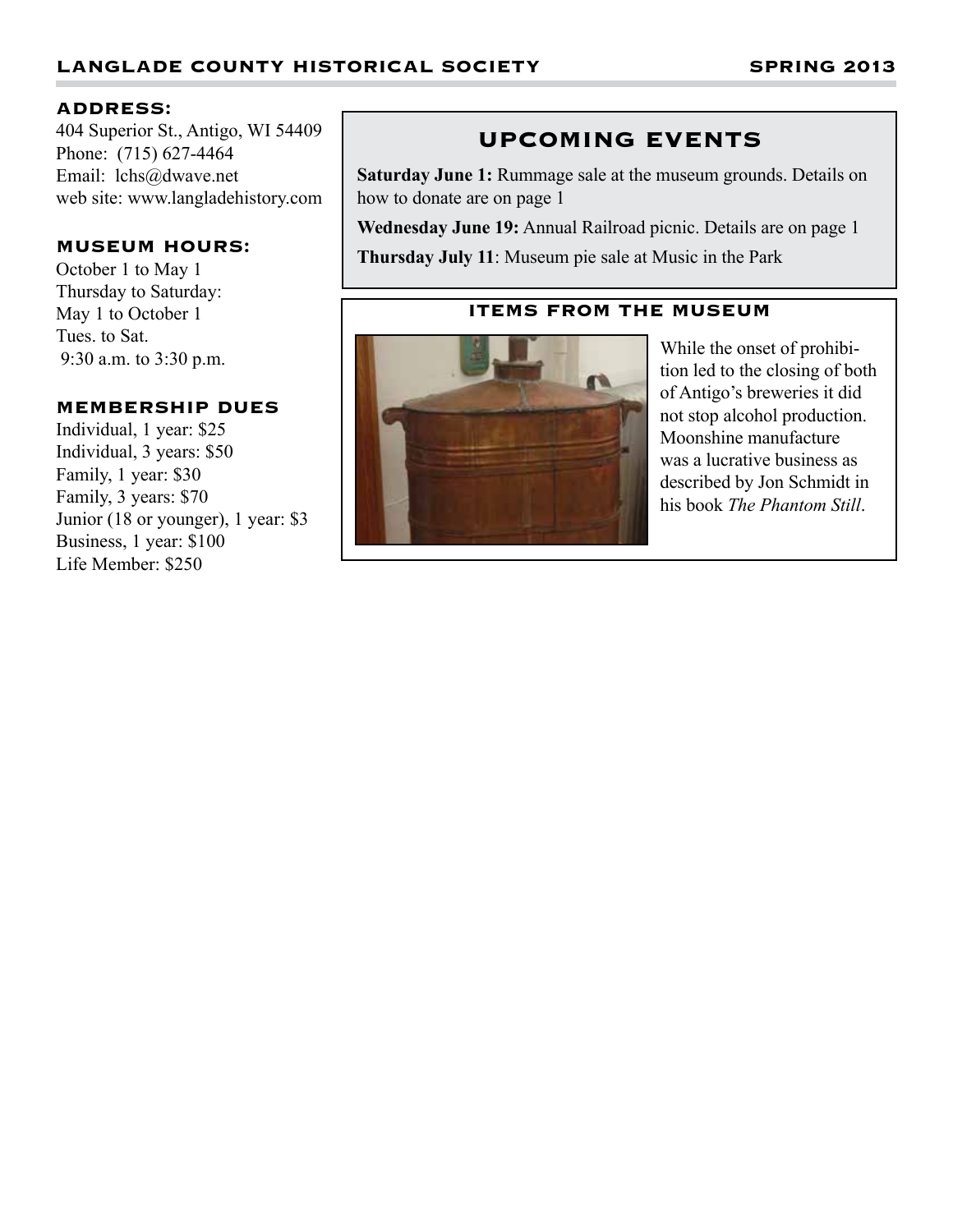### ADDRESS:

404 Superior St., Antigo, WI 54409
Phone: (715) 627-4464
Email: lchs@dwave.net
web site: www.langladehistory.com

### MUSEUM HOURS:

October 1 to May 1
Thursday to Saturday:
May 1 to October 1
Tues. to Sat.
9:30 a.m. to 3:30 p.m.

### MEMBERSHIP DUES

Individual, 1 year: $25
Individual, 3 years: $50
Family, 1 year: $30
Family, 3 years: $70
Junior (18 or younger), 1 year: $3
Business, 1 year: $100
Life Member: $250

## UPCOMING EVENTS

**Saturday June 1:** Rummage sale at the museum grounds. Details on how to donate are on page 1

**Wednesday June 19:** Annual Railroad picnic. Details are on page 1

**Thursday July 11**: Museum pie sale at Music in the Park

### ITEMS FROM THE MUSEUM

While the onset of prohibition led to the closing of both of Antigo's breweries it did not stop alcohol production. Moonshine manufacture was a lucrative business as described by Jon Schmidt in his book *The Phantom Still*.